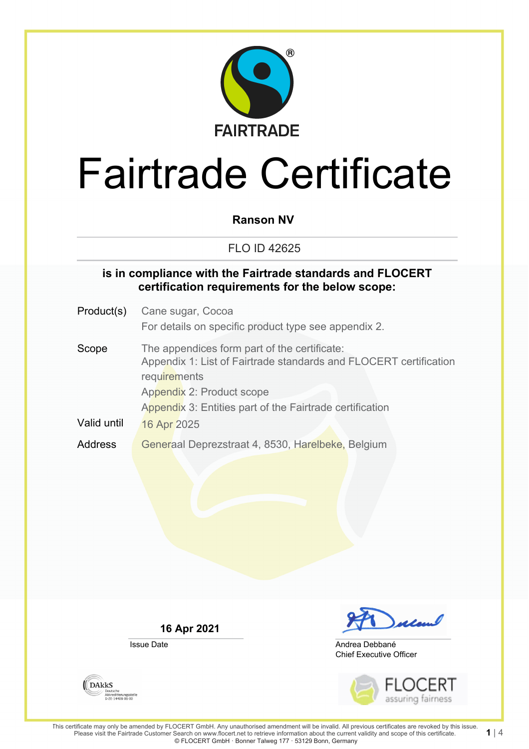FAIRTRADE

# Fairtrade Certificate

**Ranson NV**

FLO ID 42625

**is in compliance with the Fairtrade standards and FLOCERT certification requirements for the below scope:**

| | |
|---|---|
| Product(s) | Cane sugar, Cocoa<br>For details on specific product type see appendix 2. |
| Scope | The appendices form part of the certificate:<br>Appendix 1: List of Fairtrade standards and FLOCERT certification requirements<br>Appendix 2: Product scope<br>Appendix 3: Entities part of the Fairtrade certification |
| Valid until | 16 Apr 2025 |
| Address | Generaal Deprezstraat 4, 8530, Harelbeke, Belgium |

**16 Apr 2021**
Issue Date

Andrea Debbané
Chief Executive Officer

DAkkS Deutsche Akkreditierungsstelle D-ZE-14408-01-00

FLOCERT assuring fairness

This certificate may only be amended by FLOCERT GmbH. Any unauthorised amendment will be invalid. All previous certificates are revoked by this issue. Please visit the Fairtrade Customer Search on www.flocert.net to retrieve information about the current validity and scope of this certificate.
© FLOCERT GmbH · Bonner Talweg 177 · 53129 Bonn, Germany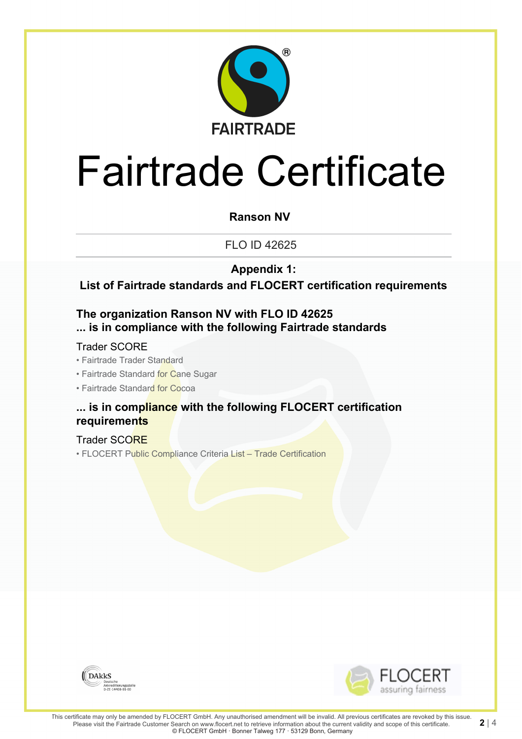FAIRTRADE

# Fairtrade Certificate

**Ranson NV**

FLO ID 42625

**Appendix 1:**

**List of Fairtrade standards and FLOCERT certification requirements**

### The organization Ranson NV with FLO ID 42625
### ... is in compliance with the following Fairtrade standards

Trader SCORE

- Fairtrade Trader Standard
- Fairtrade Standard for Cane Sugar
- Fairtrade Standard for Cocoa

### ... is in compliance with the following FLOCERT certification requirements

Trader SCORE

- FLOCERT Public Compliance Criteria List – Trade Certification

DAkkS Deutsche Akkreditierungsstelle D-ZE-14408-01-00

FLOCERT assuring fairness

This certificate may only be amended by FLOCERT GmbH. Any unauthorised amendment will be invalid. All previous certificates are revoked by this issue. Please visit the Fairtrade Customer Search on www.flocert.net to retrieve information about the current validity and scope of this certificate.
© FLOCERT GmbH · Bonner Talweg 177 · 53129 Bonn, Germany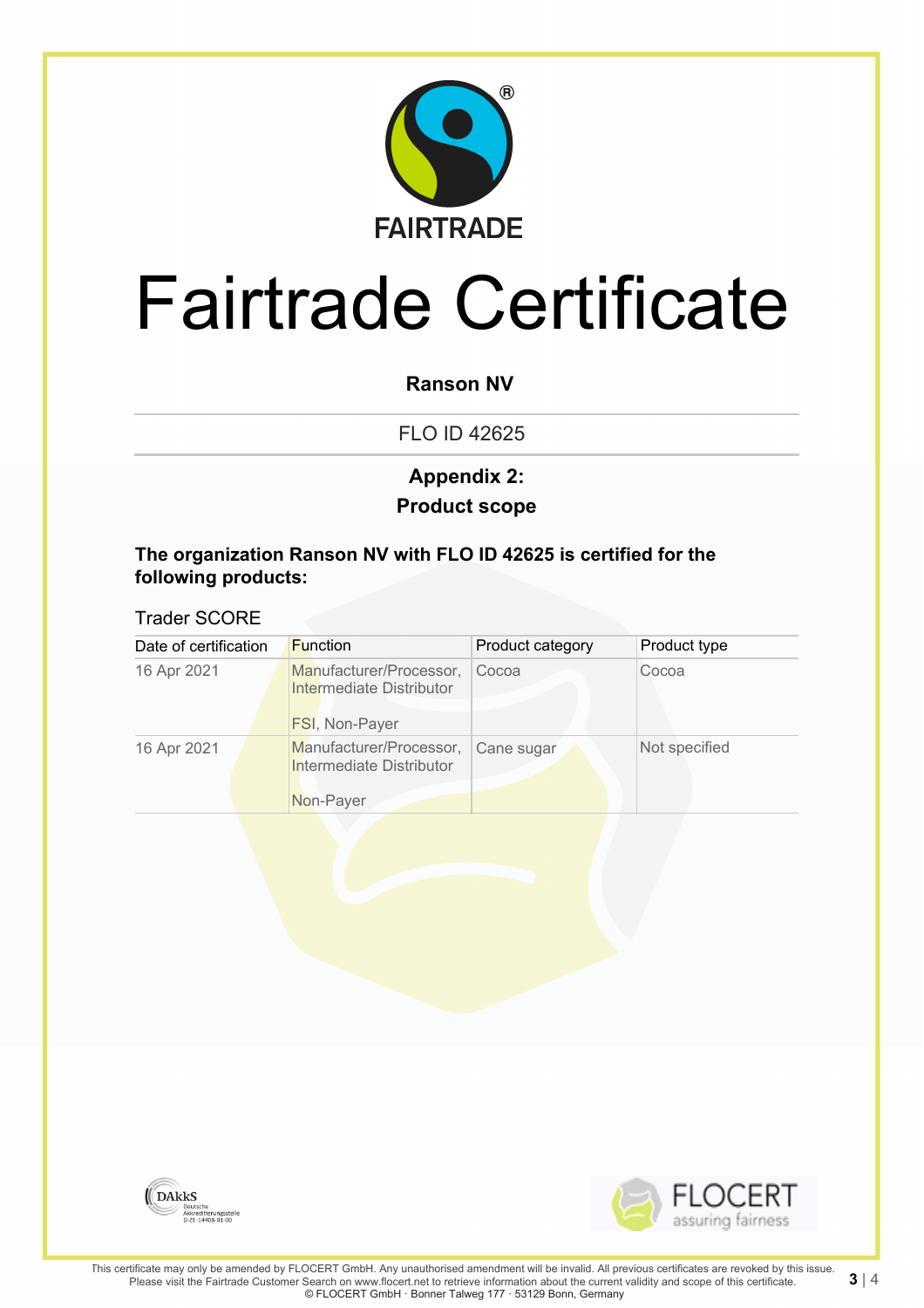# Fairtrade Certificate

**Ranson NV**

FLO ID 42625

## Appendix 2:
## Product scope

**The organization Ranson NV with FLO ID 42625 is certified for the following products:**

Trader SCORE

| Date of certification | Function | Product category | Product type |
|---|---|---|---|
| 16 Apr 2021 | Manufacturer/Processor, Intermediate Distributor<br><br>FSI, Non-Payer | Cocoa | Cocoa |
| 16 Apr 2021 | Manufacturer/Processor, Intermediate Distributor<br><br>Non-Payer | Cane sugar | Not specified |

This certificate may only be amended by FLOCERT GmbH. Any unauthorised amendment will be invalid. All previous certificates are revoked by this issue. Please visit the Fairtrade Customer Search on www.flocert.net to retrieve information about the current validity and scope of this certificate.
© FLOCERT GmbH · Bonner Talweg 177 · 53129 Bonn, Germany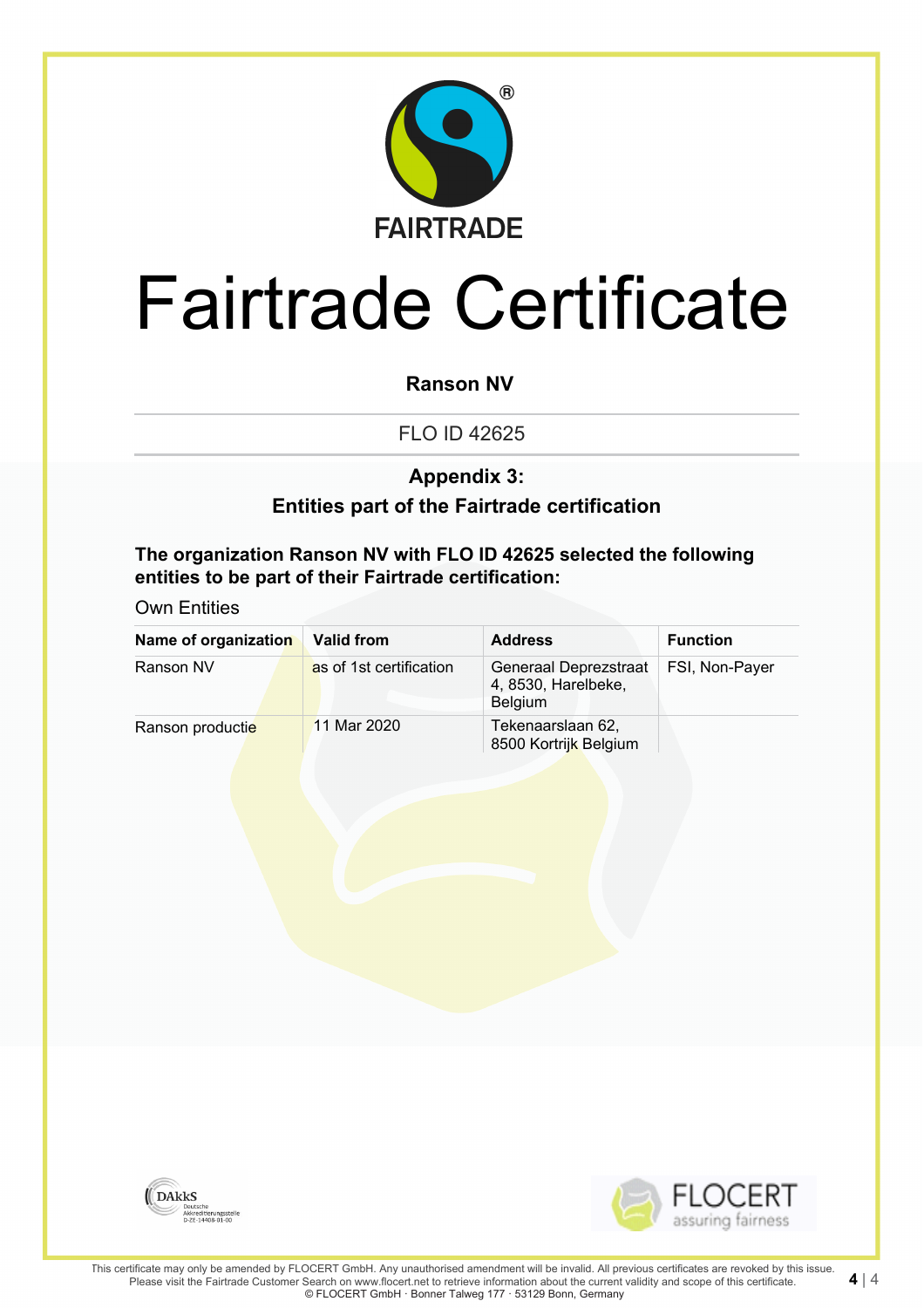FAIRTRADE

# Fairtrade Certificate

**Ranson NV**

FLO ID 42625

## Appendix 3:
## Entities part of the Fairtrade certification

**The organization Ranson NV with FLO ID 42625 selected the following entities to be part of their Fairtrade certification:**

Own Entities

| Name of organization | Valid from | Address | Function |
|---|---|---|---|
| Ranson NV | as of 1st certification | Generaal Deprezstraat 4, 8530, Harelbeke, Belgium | FSI, Non-Payer |
| Ranson productie | 11 Mar 2020 | Tekenaarslaan 62, 8500 Kortrijk Belgium | |

DAkkS Deutsche Akkreditierungsstelle D-ZE-14408-01-00

FLOCERT assuring fairness

This certificate may only be amended by FLOCERT GmbH. Any unauthorised amendment will be invalid. All previous certificates are revoked by this issue. Please visit the Fairtrade Customer Search on www.flocert.net to retrieve information about the current validity and scope of this certificate.
© FLOCERT GmbH · Bonner Talweg 177 · 53129 Bonn, Germany